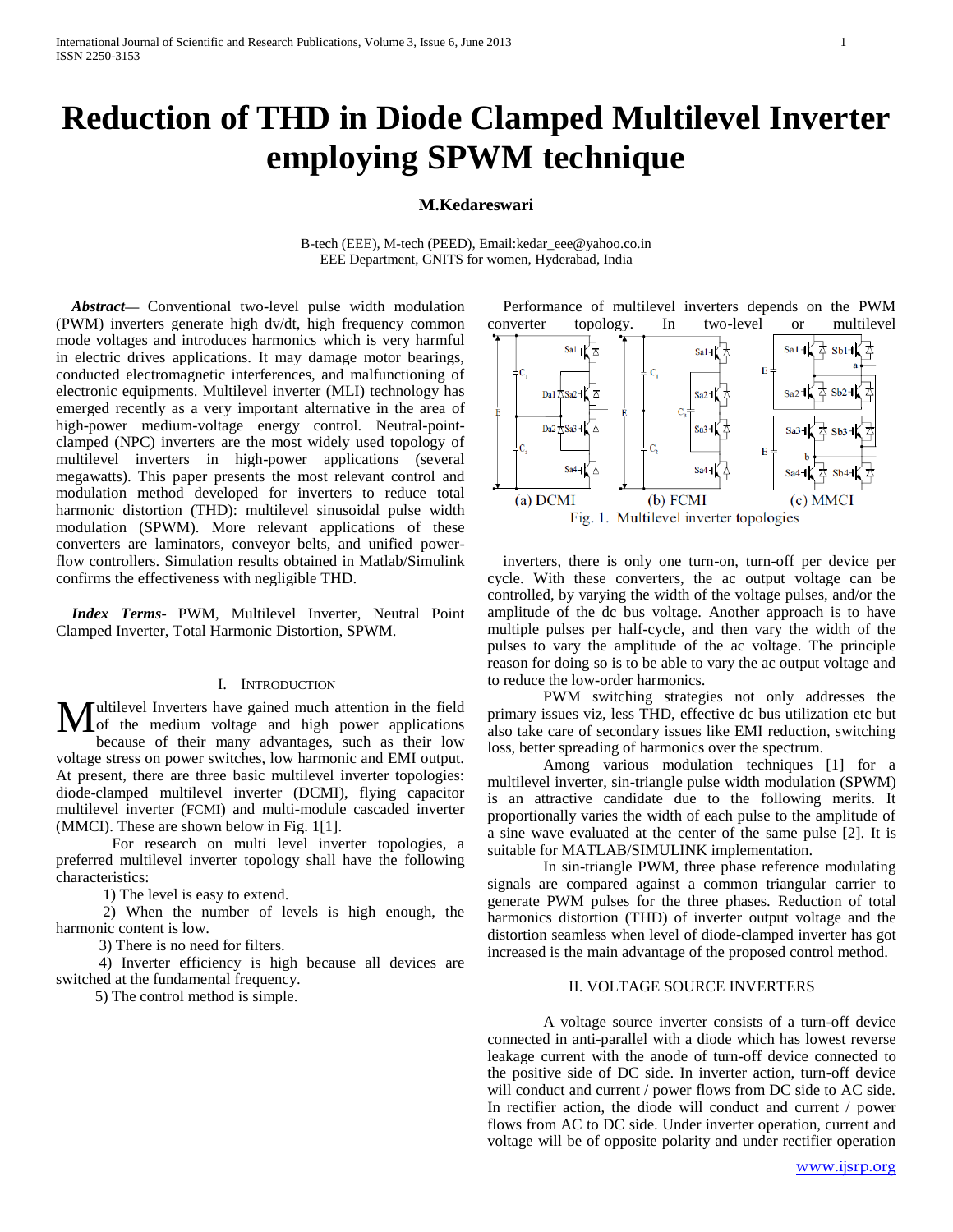# Reduction of THD in Diode Clamped Multilevel Inverter employing SPWM technique

**M.Kedareswari**

B-tech (EEE), M-tech (PEED), Email:kedar_eee@yahoo.co.in
EEE Department, GNITS for women, Hyderabad, India

***Abstract***— Conventional two-level pulse width modulation (PWM) inverters generate high dv/dt, high frequency common mode voltages and introduces harmonics which is very harmful in electric drives applications. It may damage motor bearings, conducted electromagnetic interferences, and malfunctioning of electronic equipments. Multilevel inverter (MLI) technology has emerged recently as a very important alternative in the area of high-power medium-voltage energy control. Neutral-point-clamped (NPC) inverters are the most widely used topology of multilevel inverters in high-power applications (several megawatts). This paper presents the most relevant control and modulation method developed for inverters to reduce total harmonic distortion (THD): multilevel sinusoidal pulse width modulation (SPWM). More relevant applications of these converters are laminators, conveyor belts, and unified power-flow controllers. Simulation results obtained in Matlab/Simulink confirms the effectiveness with negligible THD.

***Index Terms***- PWM, Multilevel Inverter, Neutral Point Clamped Inverter, Total Harmonic Distortion, SPWM.

## I. INTRODUCTION

Multilevel Inverters have gained much attention in the field of the medium voltage and high power applications because of their many advantages, such as low voltage stress on power switches, low harmonic and EMI output. At present, there are three basic multilevel inverter topologies: diode-clamped multilevel inverter (DCMI), flying capacitor multilevel inverter (FCMI) and multi-module cascaded inverter (MMCI). These are shown below in Fig. 1[1].

For research on multi level inverter topologies, a preferred multilevel inverter topology shall have the following characteristics:

1) The level is easy to extend.

2) When the number of levels is high enough, the harmonic content is low.

3) There is no need for filters.

4) Inverter efficiency is high because all devices are switched at the fundamental frequency.

5) The control method is simple.

Performance of multilevel inverters depends on the PWM converter topology. In two-level or multilevel

(a) DCMI (b) FCMI (c) MMCI

Fig. 1. Multilevel inverter topologies

inverters, there is only one turn-on, turn-off per device per cycle. With these converters, the ac output voltage can be controlled, by varying the width of the voltage pulses, and/or the amplitude of the dc bus voltage. Another approach is to have multiple pulses per half-cycle, and then vary the width of the pulses to vary the amplitude of the ac voltage. The principle reason for doing so is to be able to vary the ac output voltage and to reduce the low-order harmonics.

PWM switching strategies not only addresses the primary issues viz, less THD, effective dc bus utilization etc but also take care of secondary issues like EMI reduction, switching loss, better spreading of harmonics over the spectrum.

Among various modulation techniques [1] for a multilevel inverter, sin-triangle pulse width modulation (SPWM) is an attractive candidate due to the following merits. It proportionally varies the width of each pulse to the amplitude of a sine wave evaluated at the center of the same pulse [2]. It is suitable for MATLAB/SIMULINK implementation.

In sin-triangle PWM, three phase reference modulating signals are compared against a common triangular carrier to generate PWM pulses for the three phases. Reduction of total harmonics distortion (THD) of inverter output voltage and the distortion seamless when level of diode-clamped inverter has got increased is the main advantage of the proposed control method.

## II. VOLTAGE SOURCE INVERTERS

A voltage source inverter consists of a turn-off device connected in anti-parallel with a diode which has lowest reverse leakage current with the anode of turn-off device connected to the positive side of DC side. In inverter action, turn-off device will conduct and current / power flows from DC side to AC side. In rectifier action, the diode will conduct and current / power flows from AC to DC side. Under inverter operation, current and voltage will be of opposite polarity and under rectifier operation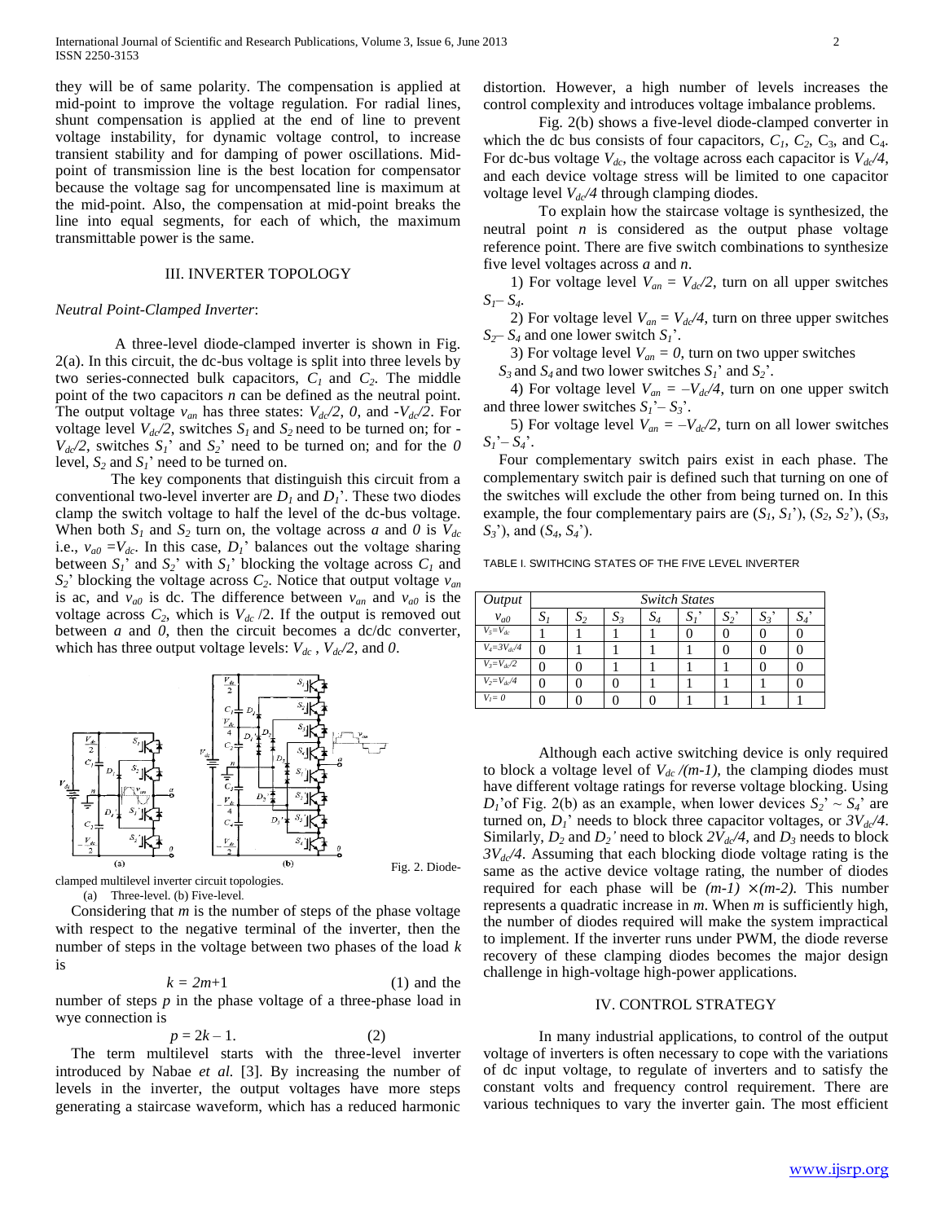they will be of same polarity. The compensation is applied at mid-point to improve the voltage regulation. For radial lines, shunt compensation is applied at the end of line to prevent voltage instability, for dynamic voltage control, to increase transient stability and for damping of power oscillations. Mid-point of transmission line is the best location for compensator because the voltage sag for uncompensated line is maximum at the mid-point. Also, the compensation at mid-point breaks the line into equal segments, for each of which, the maximum transmittable power is the same.

## III. INVERTER TOPOLOGY

*Neutral Point-Clamped Inverter*:

A three-level diode-clamped inverter is shown in Fig. 2(a). In this circuit, the dc-bus voltage is split into three levels by two series-connected bulk capacitors, $C_1$ and $C_2$. The middle point of the two capacitors $n$ can be defined as the neutral point. The output voltage $v_{an}$ has three states: $V_{dc}/2$, $0$, and $-V_{dc}/2$. For voltage level $V_{dc}/2$, switches $S_1$ and $S_2$ need to be turned on; for $-V_{dc}/2$, switches $S_1$' and $S_2$' need to be turned on; and for the $0$ level, $S_2$ and $S_1$' need to be turned on.

The key components that distinguish this circuit from a conventional two-level inverter are $D_1$ and $D_1$'. These two diodes clamp the switch voltage to half the level of the dc-bus voltage. When both $S_1$ and $S_2$ turn on, the voltage across $a$ and $0$ is $V_{dc}$ i.e., $v_{a0} = V_{dc}$. In this case, $D_1$' balances out the voltage sharing between $S_1$' and $S_2$' with $S_1$' blocking the voltage across $C_1$ and $S_2$' blocking the voltage across $C_2$. Notice that output voltage $v_{an}$ is ac, and $v_{a0}$ is dc. The difference between $v_{an}$ and $v_{a0}$ is the voltage across $C_2$, which is $V_{dc}/2$. If the output is removed out between $a$ and $0$, then the circuit becomes a dc/dc converter, which has three output voltage levels: $V_{dc}$, $V_{dc}/2$, and $0$.

Fig. 2. Diode-clamped multilevel inverter circuit topologies.
(a) Three-level. (b) Five-level.

Considering that $m$ is the number of steps of the phase voltage with respect to the negative terminal of the inverter, then the number of steps in the voltage between two phases of the load $k$ is

$$k = 2m+1 \quad (1)$$

and the number of steps $p$ in the phase voltage of a three-phase load in wye connection is

$$p = 2k - 1. \quad (2)$$

The term multilevel starts with the three-level inverter introduced by Nabae *et al.* [3]. By increasing the number of levels in the inverter, the output voltages have more steps generating a staircase waveform, which has a reduced harmonic distortion. However, a high number of levels increases the control complexity and introduces voltage imbalance problems.

Fig. 2(b) shows a five-level diode-clamped converter in which the dc bus consists of four capacitors, $C_1$, $C_2$, $C_3$, and $C_4$. For dc-bus voltage $V_{dc}$, the voltage across each capacitor is $V_{dc}/4$, and each device voltage stress will be limited to one capacitor voltage level $V_{dc}/4$ through clamping diodes.

To explain how the staircase voltage is synthesized, the neutral point $n$ is considered as the output phase voltage reference point. There are five switch combinations to synthesize five level voltages across $a$ and $n$.

1) For voltage level $V_{an} = V_{dc}/2$, turn on all upper switches $S_1$– $S_4$.

2) For voltage level $V_{an} = V_{dc}/4$, turn on three upper switches $S_2$– $S_4$ and one lower switch $S_1$'.

3) For voltage level $V_{an} = 0$, turn on two upper switches $S_3$ and $S_4$ and two lower switches $S_1$' and $S_2$'.

4) For voltage level $V_{an} = -V_{dc}/4$, turn on one upper switch and three lower switches $S_1$'– $S_3$'.

5) For voltage level $V_{an} = -V_{dc}/2$, turn on all lower switches $S_1$'– $S_4$'.

Four complementary switch pairs exist in each phase. The complementary switch pair is defined such that turning on one of the switches will exclude the other from being turned on. In this example, the four complementary pairs are ($S_1$, $S_1$'), ($S_2$, $S_2$'), ($S_3$, $S_3$'), and ($S_4$, $S_4$').

TABLE I. SWITHCING STATES OF THE FIVE LEVEL INVERTER

| *Output* | *Switch States* | | | | | | | |
|---|---|---|---|---|---|---|---|---|
| $v_{a0}$ | $S_1$ | $S_2$ | $S_3$ | $S_4$ | $S_1$' | $S_2$' | $S_3$' | $S_4$' |
| $V_5=V_{dc}$ | 1 | 1 | 1 | 1 | 0 | 0 | 0 | 0 |
| $V_4=3V_{dc}/4$ | 0 | 1 | 1 | 1 | 1 | 0 | 0 | 0 |
| $V_3=V_{dc}/2$ | 0 | 0 | 1 | 1 | 1 | 1 | 0 | 0 |
| $V_2=V_{dc}/4$ | 0 | 0 | 0 | 1 | 1 | 1 | 1 | 0 |
| $V_1=0$ | 0 | 0 | 0 | 0 | 1 | 1 | 1 | 1 |

Although each active switching device is only required to block a voltage level of $V_{dc}/(m-1)$, the clamping diodes must have different voltage ratings for reverse voltage blocking. Using $D_1$'of Fig. 2(b) as an example, when lower devices $S_2$' ~ $S_4$' are turned on, $D_1$' needs to block three capacitor voltages, or $3V_{dc}/4$. Similarly, $D_2$ and $D_2$' need to block $2V_{dc}/4$, and $D_3$ needs to block $3V_{dc}/4$. Assuming that each blocking diode voltage rating is the same as the active device voltage rating, the number of diodes required for each phase will be $(m-1) \times (m-2)$. This number represents a quadratic increase in $m$. When $m$ is sufficiently high, the number of diodes required will make the system impractical to implement. If the inverter runs under PWM, the diode reverse recovery of these clamping diodes becomes the major design challenge in high-voltage high-power applications.

## IV. CONTROL STRATEGY

In many industrial applications, to control of the output voltage of inverters is often necessary to cope with the variations of dc input voltage, to regulate of inverters and to satisfy the constant volts and frequency control requirement. There are various techniques to vary the inverter gain. The most efficient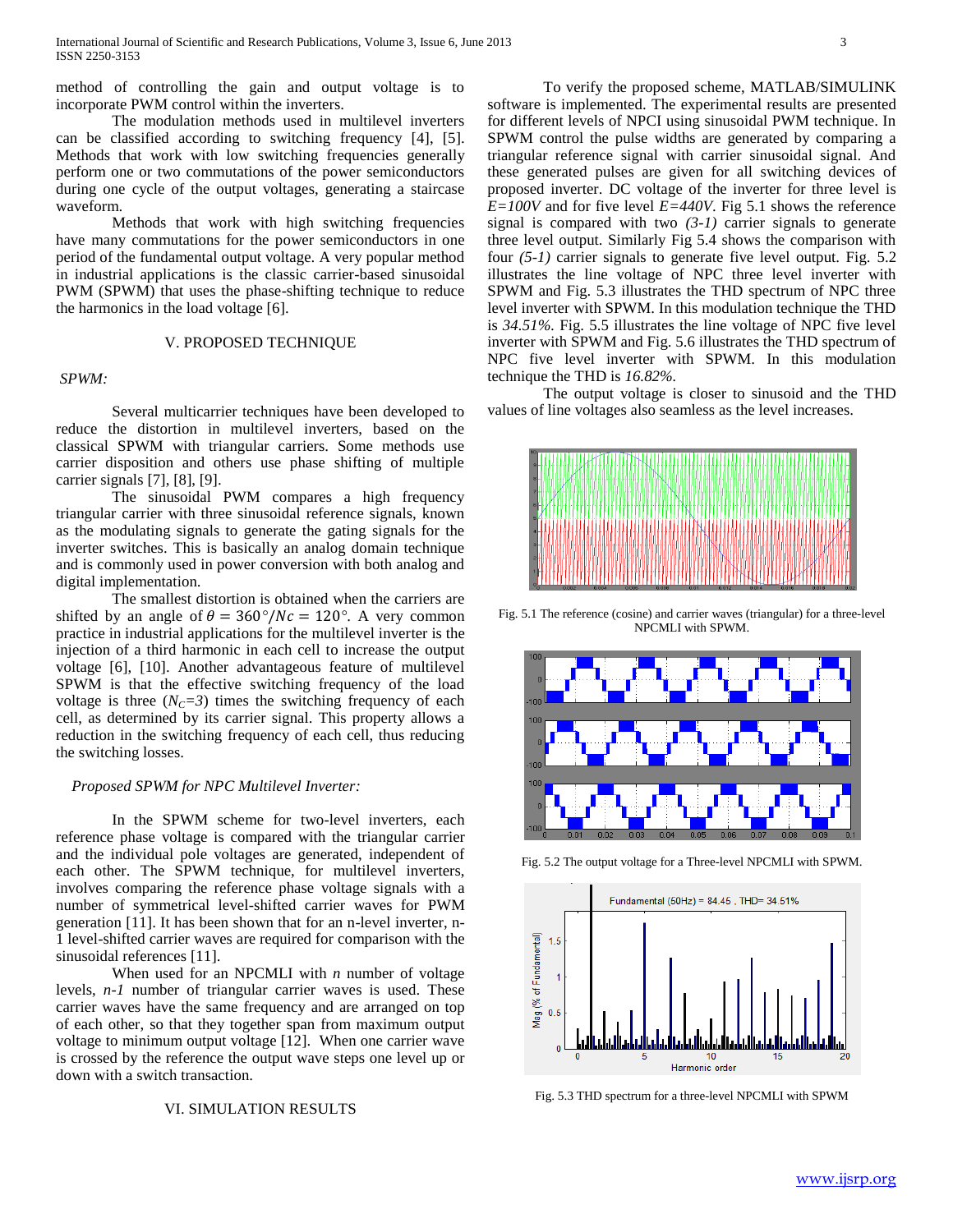method of controlling the gain and output voltage is to incorporate PWM control within the inverters.

The modulation methods used in multilevel inverters can be classified according to switching frequency [4], [5]. Methods that work with low switching frequencies generally perform one or two commutations of the power semiconductors during one cycle of the output voltages, generating a staircase waveform.

Methods that work with high switching frequencies have many commutations for the power semiconductors in one period of the fundamental output voltage. A very popular method in industrial applications is the classic carrier-based sinusoidal PWM (SPWM) that uses the phase-shifting technique to reduce the harmonics in the load voltage [6].

## V. PROPOSED TECHNIQUE

*SPWM:*

Several multicarrier techniques have been developed to reduce the distortion in multilevel inverters, based on the classical SPWM with triangular carriers. Some methods use carrier disposition and others use phase shifting of multiple carrier signals [7], [8], [9].

The sinusoidal PWM compares a high frequency triangular carrier with three sinusoidal reference signals, known as the modulating signals to generate the gating signals for the inverter switches. This is basically an analog domain technique and is commonly used in power conversion with both analog and digital implementation.

The smallest distortion is obtained when the carriers are shifted by an angle of $\theta = 360°/Nc = 120°$. A very common practice in industrial applications for the multilevel inverter is the injection of a third harmonic in each cell to increase the output voltage [6], [10]. Another advantageous feature of multilevel SPWM is that the effective switching frequency of the load voltage is three ($N_C=3$) times the switching frequency of each cell, as determined by its carrier signal. This property allows a reduction in the switching frequency of each cell, thus reducing the switching losses.

*Proposed SPWM for NPC Multilevel Inverter:*

In the SPWM scheme for two-level inverters, each reference phase voltage is compared with the triangular carrier and the individual pole voltages are generated, independent of each other. The SPWM technique, for multilevel inverters, involves comparing the reference phase voltage signals with a number of symmetrical level-shifted carrier waves for PWM generation [11]. It has been shown that for an n-level inverter, n-1 level-shifted carrier waves are required for comparison with the sinusoidal references [11].

When used for an NPCMLI with *n* number of voltage levels, *n-1* number of triangular carrier waves is used. These carrier waves have the same frequency and are arranged on top of each other, so that they together span from maximum output voltage to minimum output voltage [12]. When one carrier wave is crossed by the reference the output wave steps one level up or down with a switch transaction.

## VI. SIMULATION RESULTS

To verify the proposed scheme, MATLAB/SIMULINK software is implemented. The experimental results are presented for different levels of NPCI using sinusoidal PWM technique. In SPWM control the pulse widths are generated by comparing a triangular reference signal with carrier sinusoidal signal. And these generated pulses are given for all switching devices of proposed inverter. DC voltage of the inverter for three level is $E=100V$ and for five level $E=440V$. Fig 5.1 shows the reference signal is compared with two *(3-1)* carrier signals to generate three level output. Similarly Fig 5.4 shows the comparison with four *(5-1)* carrier signals to generate five level output. Fig. 5.2 illustrates the line voltage of NPC three level inverter with SPWM and Fig. 5.3 illustrates the THD spectrum of NPC three level inverter with SPWM. In this modulation technique the THD is *34.51%*. Fig. 5.5 illustrates the line voltage of NPC five level inverter with SPWM and Fig. 5.6 illustrates the THD spectrum of NPC five level inverter with SPWM. In this modulation technique the THD is *16.82%*.

The output voltage is closer to sinusoid and the THD values of line voltages also seamless as the level increases.

Fig. 5.1 The reference (cosine) and carrier waves (triangular) for a three-level NPCMLI with SPWM.

Fig. 5.2 The output voltage for a Three-level NPCMLI with SPWM.

Fig. 5.3 THD spectrum for a three-level NPCMLI with SPWM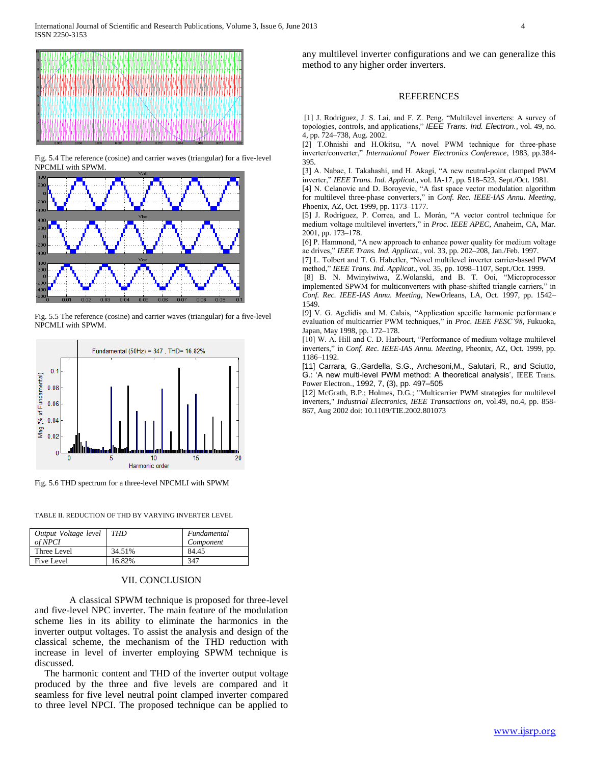Fig. 5.4 The reference (cosine) and carrier waves (triangular) for a five-level NPCMLI with SPWM.

Vab

Vbc

Vca

Fig. 5.5 The reference (cosine) and carrier waves (triangular) for a five-level NPCMLI with SPWM.

Fundamental (50Hz) = 347 , THD= 16.82%

Mag (% of Fundamental)

Harmonic order

Fig. 5.6 THD spectrum for a three-level NPCMLI with SPWM

TABLE II. REDUCTION OF THD BY VARYING INVERTER LEVEL

| *Output Voltage level of NPCI* | *THD* | *Fundamental Component* |
|---|---|---|
| Three Level | 34.51% | 84.45 |
| Five Level | 16.82% | 347 |

## VII. CONCLUSION

A classical SPWM technique is proposed for three-level and five-level NPC inverter. The main feature of the modulation scheme lies in its ability to eliminate the harmonics in the inverter output voltages. To assist the analysis and design of the classical scheme, the mechanism of the THD reduction with increase in level of inverter employing SPWM technique is discussed.

The harmonic content and THD of the inverter output voltage produced by the three and five levels are compared and it seamless for five level neutral point clamped inverter compared to three level NPCI. The proposed technique can be applied to any multilevel inverter configurations and we can generalize this method to any higher order inverters.

## REFERENCES

[1] J. Rodriguez, J. S. Lai, and F. Z. Peng, "Multilevel inverters: A survey of topologies, controls, and applications," *IEEE Trans. Ind. Electron.*, vol. 49, no. 4, pp. 724–738, Aug. 2002.

[2] T.Ohnishi and H.Okitsu, "A novel PWM technique for three-phase inverter/converter," *International Power Electronics Conference*, 1983, pp.384-395.

[3] A. Nabae, I. Takahashi, and H. Akagi, "A new neutral-point clamped PWM inverter," *IEEE Trans. Ind. Applicat.*, vol. IA-17, pp. 518–523, Sept./Oct. 1981.

[4] N. Celanovic and D. Boroyevic, "A fast space vector modulation algorithm for multilevel three-phase converters," in *Conf. Rec. IEEE-IAS Annu. Meeting*, Phoenix, AZ, Oct. 1999, pp. 1173–1177.

[5] J. Rodríguez, P. Correa, and L. Morán, "A vector control technique for medium voltage multilevel inverters," in *Proc. IEEE APEC*, Anaheim, CA, Mar. 2001, pp. 173–178.

[6] P. Hammond, "A new approach to enhance power quality for medium voltage ac drives," *IEEE Trans. Ind. Applicat.*, vol. 33, pp. 202–208, Jan./Feb. 1997.

[7] L. Tolbert and T. G. Habetler, "Novel multilevel inverter carrier-based PWM method," *IEEE Trans. Ind. Applicat.*, vol. 35, pp. 1098–1107, Sept./Oct. 1999.

[8] B. N. Mwinyiwiwa, Z.Wolanski, and B. T. Ooi, "Microprocessor implemented SPWM for multiconverters with phase-shifted triangle carriers," in *Conf. Rec. IEEE-IAS Annu. Meeting*, NewOrleans, LA, Oct. 1997, pp. 1542–1549.

[9] V. G. Agelidis and M. Calais, "Application specific harmonic performance evaluation of multicarrier PWM techniques," in *Proc. IEEE PESC'98*, Fukuoka, Japan, May 1998, pp. 172–178.

[10] W. A. Hill and C. D. Harbourt, "Performance of medium voltage multilevel inverters," in *Conf. Rec. IEEE-IAS Annu. Meeting*, Pheonix, AZ, Oct. 1999, pp. 1186–1192.

[11] Carrara, G.,Gardella, S.G., Archesoni,M., Salutari, R., and Sciutto, G.: 'A new multi-level PWM method: A theoretical analysis', IEEE Trans. Power Electron., 1992, 7, (3), pp. 497–505

[12] McGrath, B.P.; Holmes, D.G.; "Multicarrier PWM strategies for multilevel inverters," *Industrial Electronics, IEEE Transactions on*, vol.49, no.4, pp. 858-867, Aug 2002 doi: 10.1109/TIE.2002.801073